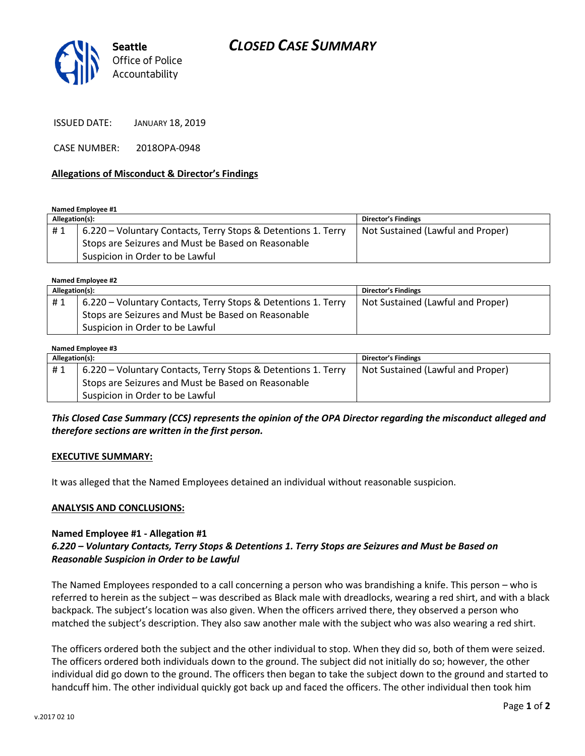# CLOSED CASE SUMMARY

Seattle Office of Police Accountability

ISSUED DATE: JANUARY 18, 2019

CASE NUMBER: 2018OPA-0948

## Allegations of Misconduct & Director's Findings

**Named Employee #1**

| Allegation(s): | | Director's Findings |
|---|---|---|
| # 1 | 6.220 – Voluntary Contacts, Terry Stops & Detentions 1. Terry Stops are Seizures and Must be Based on Reasonable Suspicion in Order to be Lawful | Not Sustained (Lawful and Proper) |

**Named Employee #2**

| Allegation(s): | | Director's Findings |
|---|---|---|
| # 1 | 6.220 – Voluntary Contacts, Terry Stops & Detentions 1. Terry Stops are Seizures and Must be Based on Reasonable Suspicion in Order to be Lawful | Not Sustained (Lawful and Proper) |

**Named Employee #3**

| Allegation(s): | | Director's Findings |
|---|---|---|
| # 1 | 6.220 – Voluntary Contacts, Terry Stops & Detentions 1. Terry Stops are Seizures and Must be Based on Reasonable Suspicion in Order to be Lawful | Not Sustained (Lawful and Proper) |

***This Closed Case Summary (CCS) represents the opinion of the OPA Director regarding the misconduct alleged and therefore sections are written in the first person.***

### EXECUTIVE SUMMARY:

It was alleged that the Named Employees detained an individual without reasonable suspicion.

### ANALYSIS AND CONCLUSIONS:

**Named Employee #1 - Allegation #1**
***6.220 – Voluntary Contacts, Terry Stops & Detentions 1. Terry Stops are Seizures and Must be Based on Reasonable Suspicion in Order to be Lawful***

The Named Employees responded to a call concerning a person who was brandishing a knife. This person – who is referred to herein as the subject – was described as Black male with dreadlocks, wearing a red shirt, and with a black backpack. The subject's location was also given. When the officers arrived there, they observed a person who matched the subject's description. They also saw another male with the subject who was also wearing a red shirt.

The officers ordered both the subject and the other individual to stop. When they did so, both of them were seized. The officers ordered both individuals down to the ground. The subject did not initially do so; however, the other individual did go down to the ground. The officers then began to take the subject down to the ground and started to handcuff him. The other individual quickly got back up and faced the officers. The other individual then took him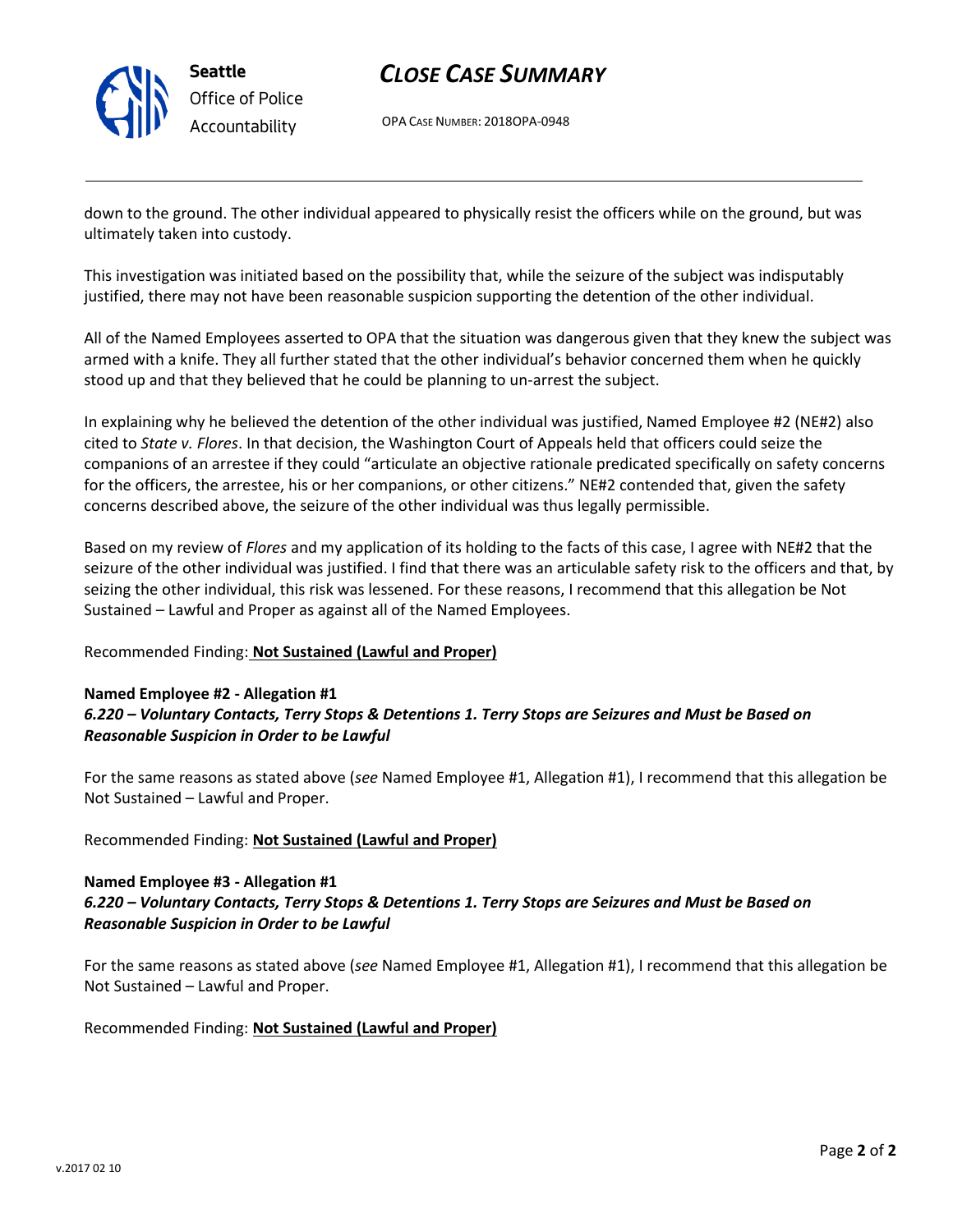down to the ground. The other individual appeared to physically resist the officers while on the ground, but was ultimately taken into custody.

This investigation was initiated based on the possibility that, while the seizure of the subject was indisputably justified, there may not have been reasonable suspicion supporting the detention of the other individual.

All of the Named Employees asserted to OPA that the situation was dangerous given that they knew the subject was armed with a knife. They all further stated that the other individual's behavior concerned them when he quickly stood up and that they believed that he could be planning to un-arrest the subject.

In explaining why he believed the detention of the other individual was justified, Named Employee #2 (NE#2) also cited to *State v. Flores*. In that decision, the Washington Court of Appeals held that officers could seize the companions of an arrestee if they could "articulate an objective rationale predicated specifically on safety concerns for the officers, the arrestee, his or her companions, or other citizens." NE#2 contended that, given the safety concerns described above, the seizure of the other individual was thus legally permissible.

Based on my review of *Flores* and my application of its holding to the facts of this case, I agree with NE#2 that the seizure of the other individual was justified. I find that there was an articulable safety risk to the officers and that, by seizing the other individual, this risk was lessened. For these reasons, I recommend that this allegation be Not Sustained – Lawful and Proper as against all of the Named Employees.

Recommended Finding: **Not Sustained (Lawful and Proper)**

**Named Employee #2 - Allegation #1**
***6.220 – Voluntary Contacts, Terry Stops & Detentions 1. Terry Stops are Seizures and Must be Based on Reasonable Suspicion in Order to be Lawful***

For the same reasons as stated above (*see* Named Employee #1, Allegation #1), I recommend that this allegation be Not Sustained – Lawful and Proper.

Recommended Finding: **Not Sustained (Lawful and Proper)**

**Named Employee #3 - Allegation #1**
***6.220 – Voluntary Contacts, Terry Stops & Detentions 1. Terry Stops are Seizures and Must be Based on Reasonable Suspicion in Order to be Lawful***

For the same reasons as stated above (*see* Named Employee #1, Allegation #1), I recommend that this allegation be Not Sustained – Lawful and Proper.

Recommended Finding: **Not Sustained (Lawful and Proper)**